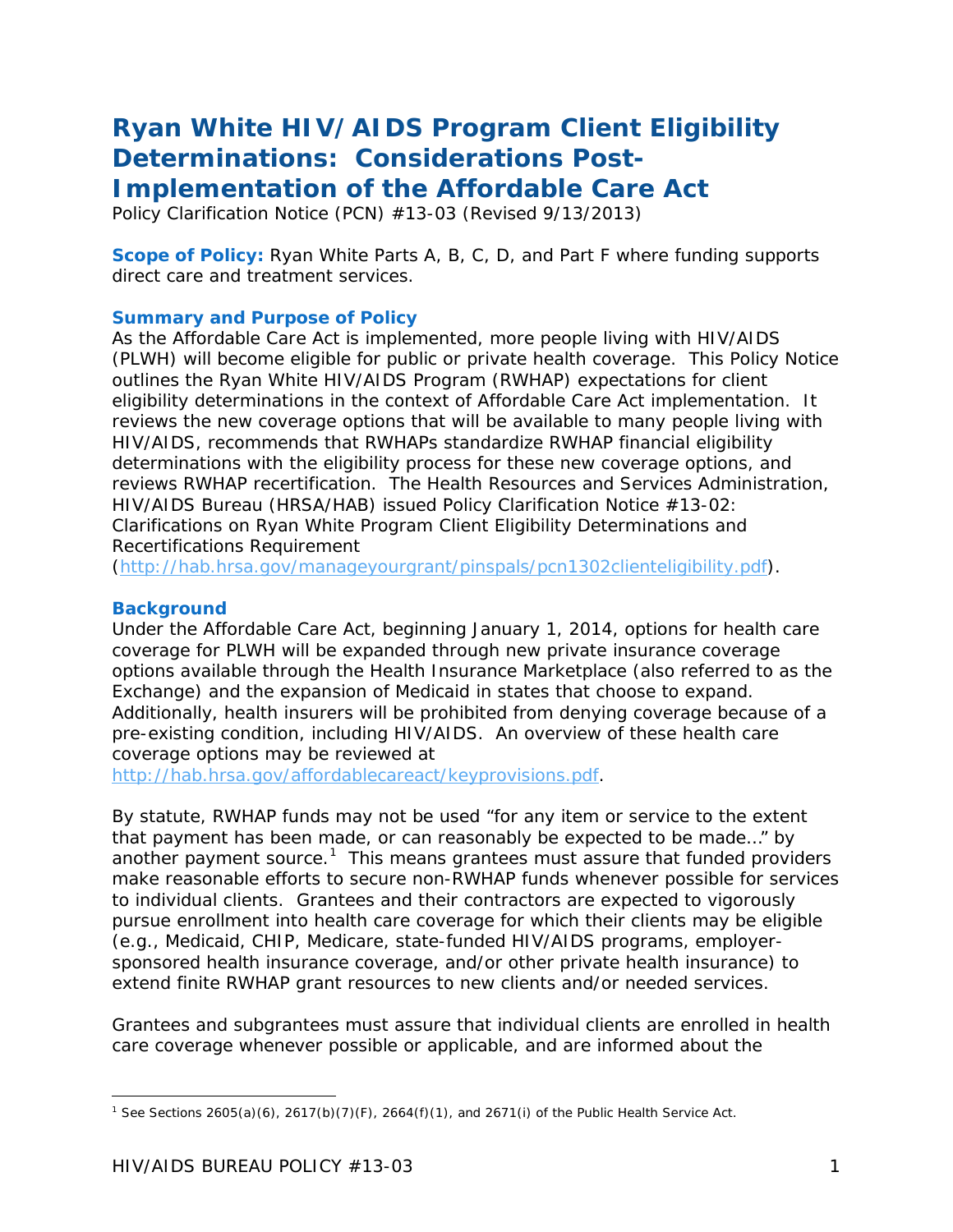# Ryan White HIV/AIDS Program Client Eligibility Determinations: Considerations Post-Implementation of the Affordable Care Act

Policy Clarification Notice (PCN) #13-03 (Revised 9/13/2013)

**Scope of Policy:** Ryan White Parts A, B, C, D, and Part F where funding supports direct care and treatment services.

### Summary and Purpose of Policy

As the Affordable Care Act is implemented, more people living with HIV/AIDS (PLWH) will become eligible for public or private health coverage. This Policy Notice outlines the Ryan White HIV/AIDS Program (RWHAP) expectations for client eligibility determinations in the context of Affordable Care Act implementation. It reviews the new coverage options that will be available to many people living with HIV/AIDS, recommends that RWHAPs standardize RWHAP financial eligibility determinations with the eligibility process for these new coverage options, and reviews RWHAP recertification. The Health Resources and Services Administration, HIV/AIDS Bureau (HRSA/HAB) issued Policy Clarification Notice #13-02: Clarifications on Ryan White Program Client Eligibility Determinations and Recertifications Requirement (http://hab.hrsa.gov/manageyourgrant/pinspals/pcn1302clienteligibility.pdf).

### Background

Under the Affordable Care Act, beginning January 1, 2014, options for health care coverage for PLWH will be expanded through new private insurance coverage options available through the Health Insurance Marketplace (also referred to as the Exchange) and the expansion of Medicaid in states that choose to expand. Additionally, health insurers will be prohibited from denying coverage because of a pre-existing condition, including HIV/AIDS. An overview of these health care coverage options may be reviewed at http://hab.hrsa.gov/affordablecareact/keyprovisions.pdf.

By statute, RWHAP funds may not be used "for any item or service to the extent that payment has been made, or can reasonably be expected to be made..." by another payment source.[1] This means grantees must assure that funded providers make reasonable efforts to secure non-RWHAP funds whenever possible for services to individual clients. Grantees and their contractors are expected to vigorously pursue enrollment into health care coverage for which their clients may be eligible (e.g., Medicaid, CHIP, Medicare, state-funded HIV/AIDS programs, employer-sponsored health insurance coverage, and/or other private health insurance) to extend finite RWHAP grant resources to new clients and/or needed services.

Grantees and subgrantees must assure that individual clients are enrolled in health care coverage whenever possible or applicable, and are informed about the

[1] See Sections 2605(a)(6), 2617(b)(7)(F), 2664(f)(1), and 2671(i) of the Public Health Service Act.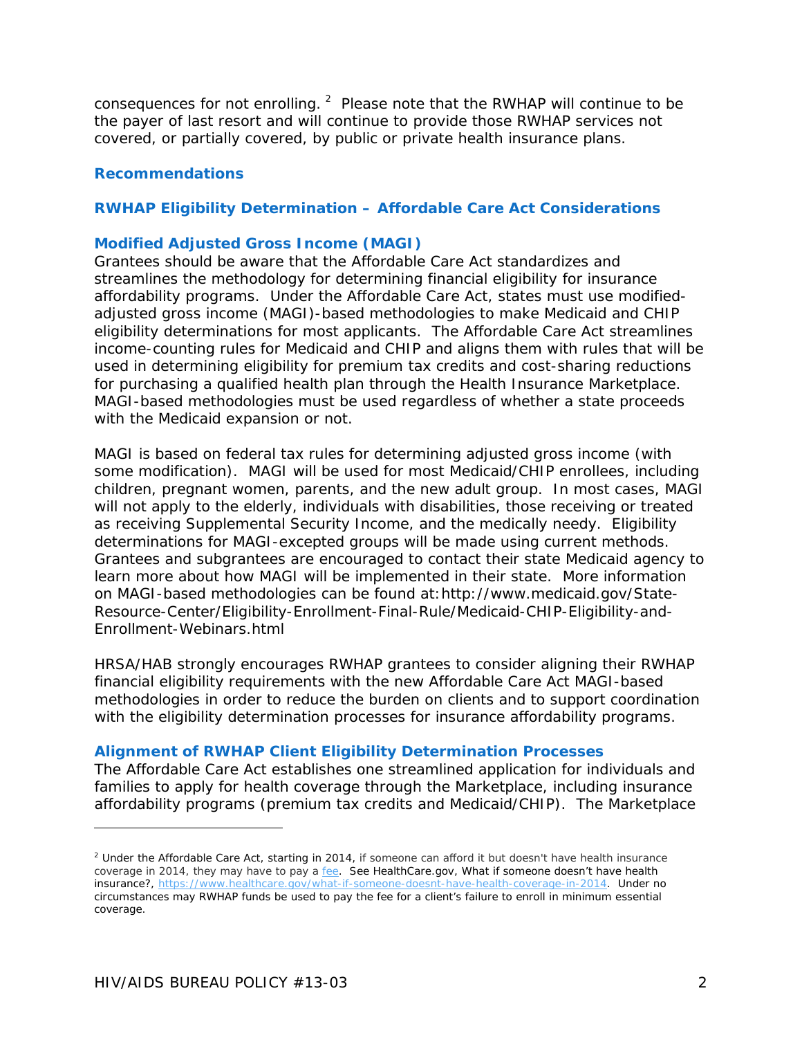consequences for not enrolling.[2] Please note that the RWHAP will continue to be the payer of last resort and will continue to provide those RWHAP services not covered, or partially covered, by public or private health insurance plans.

## Recommendations

## RWHAP Eligibility Determination – Affordable Care Act Considerations

### Modified Adjusted Gross Income (MAGI)

Grantees should be aware that the Affordable Care Act standardizes and streamlines the methodology for determining financial eligibility for insurance affordability programs. Under the Affordable Care Act, states must use modified-adjusted gross income (MAGI)-based methodologies to make Medicaid and CHIP eligibility determinations for most applicants. The Affordable Care Act streamlines income-counting rules for Medicaid and CHIP and aligns them with rules that will be used in determining eligibility for premium tax credits and cost-sharing reductions for purchasing a qualified health plan through the Health Insurance Marketplace. MAGI-based methodologies must be used regardless of whether a state proceeds with the Medicaid expansion or not.

MAGI is based on federal tax rules for determining adjusted gross income (with some modification). MAGI will be used for most Medicaid/CHIP enrollees, including children, pregnant women, parents, and the new adult group. In most cases, MAGI will not apply to the elderly, individuals with disabilities, those receiving or treated as receiving Supplemental Security Income, and the medically needy. Eligibility determinations for MAGI-excepted groups will be made using current methods. Grantees and subgrantees are encouraged to contact their state Medicaid agency to learn more about how MAGI will be implemented in their state. More information on MAGI-based methodologies can be found at: http://www.medicaid.gov/State-Resource-Center/Eligibility-Enrollment-Final-Rule/Medicaid-CHIP-Eligibility-and-Enrollment-Webinars.html

HRSA/HAB strongly encourages RWHAP grantees to consider aligning their RWHAP financial eligibility requirements with the new Affordable Care Act MAGI-based methodologies in order to reduce the burden on clients and to support coordination with the eligibility determination processes for insurance affordability programs.

### Alignment of RWHAP Client Eligibility Determination Processes

The Affordable Care Act establishes one streamlined application for individuals and families to apply for health coverage through the Marketplace, including insurance affordability programs (premium tax credits and Medicaid/CHIP). The Marketplace

---

[2] Under the Affordable Care Act, starting in 2014, if someone can afford it but doesn't have health insurance coverage in 2014, they may have to pay a fee. See HealthCare.gov, What if someone doesn't have health insurance?, https://www.healthcare.gov/what-if-someone-doesnt-have-health-coverage-in-2014. Under no circumstances may RWHAP funds be used to pay the fee for a client's failure to enroll in minimum essential coverage.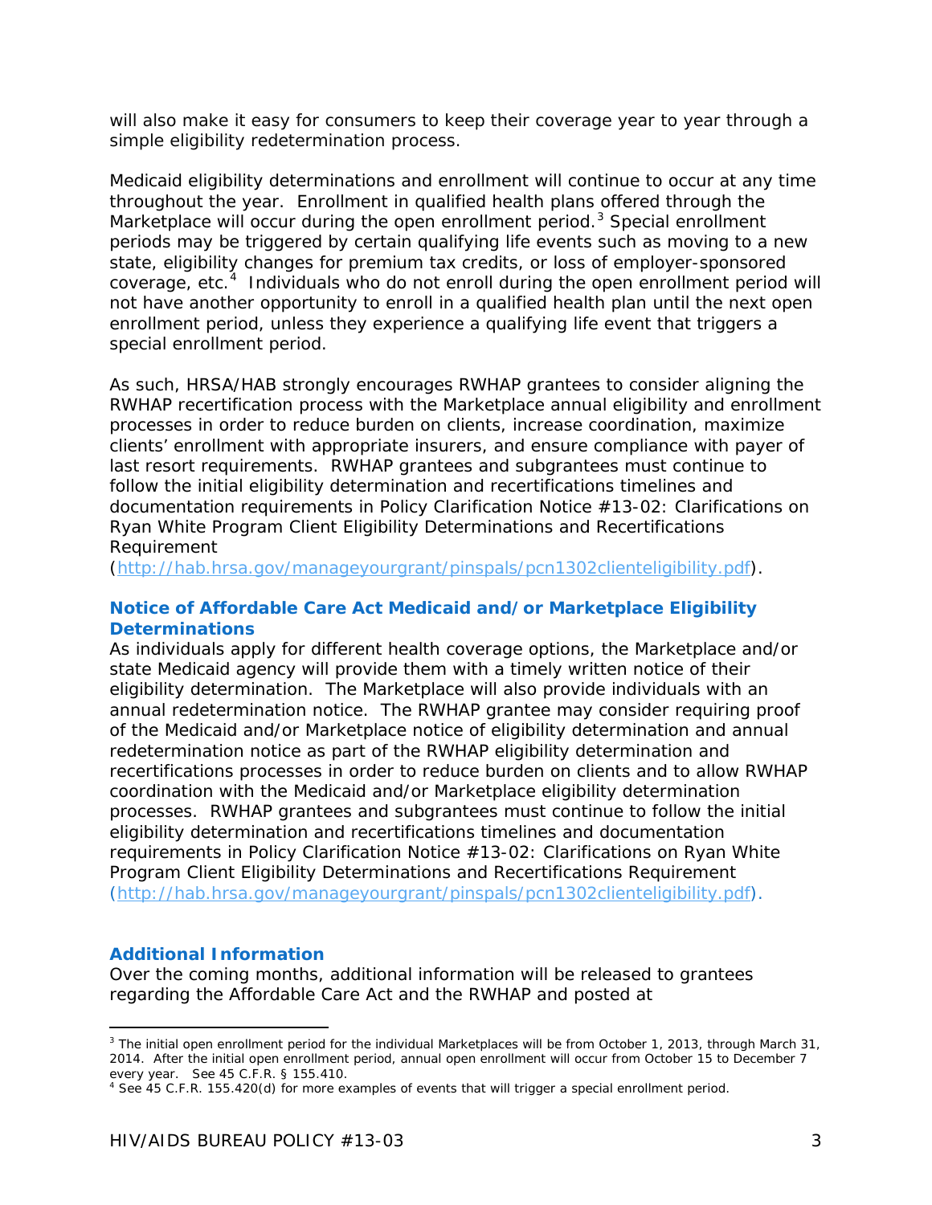will also make it easy for consumers to keep their coverage year to year through a simple eligibility redetermination process.

Medicaid eligibility determinations and enrollment will continue to occur at any time throughout the year. Enrollment in qualified health plans offered through the Marketplace will occur during the open enrollment period.[3] Special enrollment periods may be triggered by certain qualifying life events such as moving to a new state, eligibility changes for premium tax credits, or loss of employer-sponsored coverage, etc.[4] Individuals who do not enroll during the open enrollment period will not have another opportunity to enroll in a qualified health plan until the next open enrollment period, unless they experience a qualifying life event that triggers a special enrollment period.

As such, HRSA/HAB strongly encourages RWHAP grantees to consider aligning the RWHAP recertification process with the Marketplace annual eligibility and enrollment processes in order to reduce burden on clients, increase coordination, maximize clients' enrollment with appropriate insurers, and ensure compliance with payer of last resort requirements. RWHAP grantees and subgrantees must continue to follow the initial eligibility determination and recertifications timelines and documentation requirements in Policy Clarification Notice #13-02: Clarifications on Ryan White Program Client Eligibility Determinations and Recertifications Requirement (http://hab.hrsa.gov/manageyourgrant/pinspals/pcn1302clienteligibility.pdf).

### Notice of Affordable Care Act Medicaid and/or Marketplace Eligibility Determinations

As individuals apply for different health coverage options, the Marketplace and/or state Medicaid agency will provide them with a timely written notice of their eligibility determination. The Marketplace will also provide individuals with an annual redetermination notice. The RWHAP grantee may consider requiring proof of the Medicaid and/or Marketplace notice of eligibility determination and annual redetermination notice as part of the RWHAP eligibility determination and recertifications processes in order to reduce burden on clients and to allow RWHAP coordination with the Medicaid and/or Marketplace eligibility determination processes. RWHAP grantees and subgrantees must continue to follow the initial eligibility determination and recertifications timelines and documentation requirements in Policy Clarification Notice #13-02: Clarifications on Ryan White Program Client Eligibility Determinations and Recertifications Requirement (http://hab.hrsa.gov/manageyourgrant/pinspals/pcn1302clienteligibility.pdf).

### Additional Information

Over the coming months, additional information will be released to grantees regarding the Affordable Care Act and the RWHAP and posted at

---

[3] The initial open enrollment period for the individual Marketplaces will be from October 1, 2013, through March 31, 2014. After the initial open enrollment period, annual open enrollment will occur from October 15 to December 7 every year. See 45 C.F.R. § 155.410.

[4] See 45 C.F.R. 155.420(d) for more examples of events that will trigger a special enrollment period.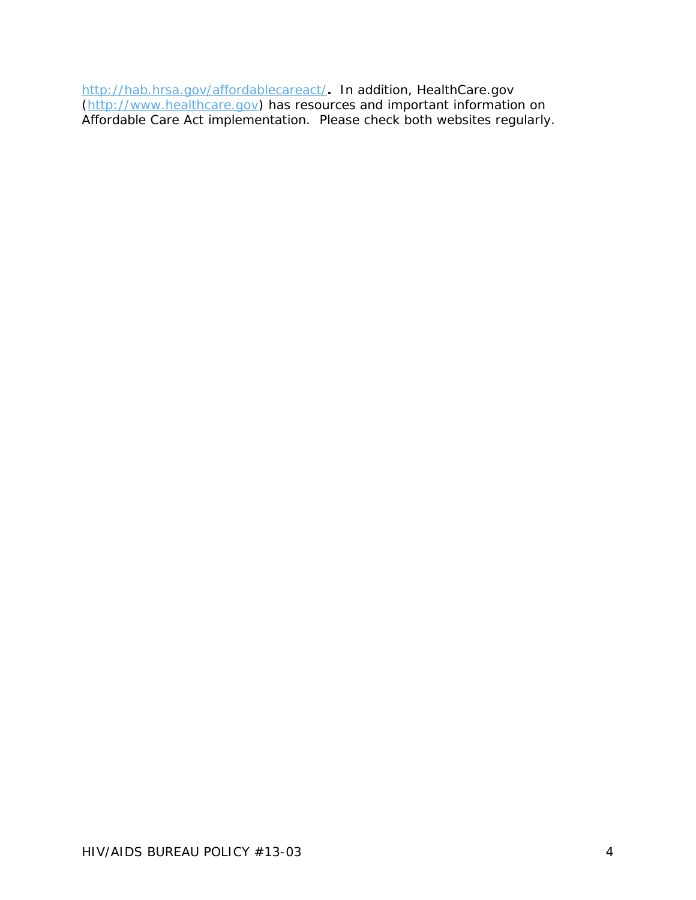http://hab.hrsa.gov/affordablecareact/. In addition, HealthCare.gov (http://www.healthcare.gov) has resources and important information on Affordable Care Act implementation. Please check both websites regularly.